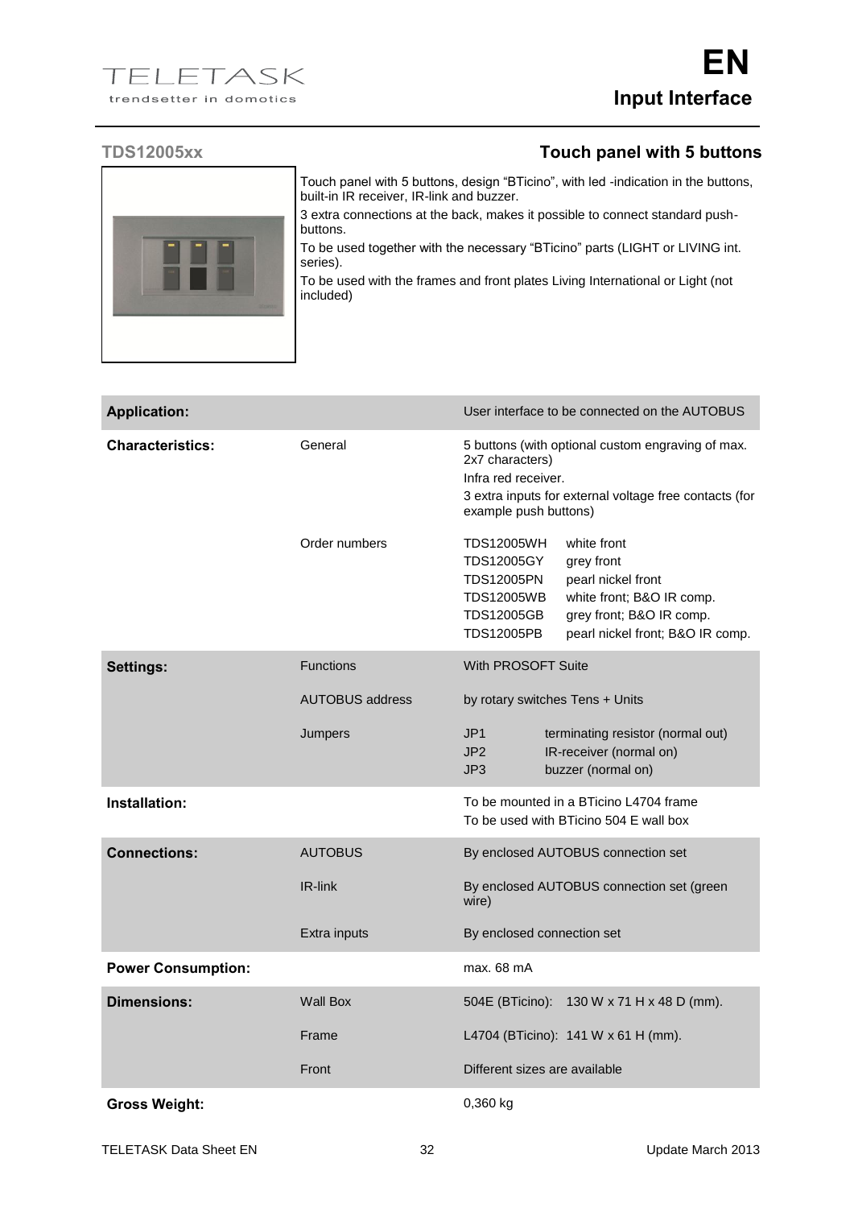# Input Interface

## TDS12005xx — Touch panel with 5 buttons

Touch panel with 5 buttons, design “BTicino”, with led -indication in the buttons, built-in IR receiver, IR-link and buzzer.

3 extra connections at the back, makes it possible to connect standard push-buttons.

To be used together with the necessary “BTicino” parts (LIGHT or LIVING int. series).

To be used with the frames and front plates Living International or Light (not included)

| | | |
|---|---|---|
| **Application:** | | User interface to be connected on the AUTOBUS |
| **Characteristics:** | General | 5 buttons (with optional custom engraving of max. 2x7 characters)<br>Infra red receiver.<br>3 extra inputs for external voltage free contacts (for example push buttons) |
| | Order numbers | TDS12005WH white front<br>TDS12005GY grey front<br>TDS12005PN pearl nickel front<br>TDS12005WB white front; B&O IR comp.<br>TDS12005GB grey front; B&O IR comp.<br>TDS12005PB pearl nickel front; B&O IR comp. |
| **Settings:** | Functions | With PROSOFT Suite |
| | AUTOBUS address | by rotary switches Tens + Units |
| | Jumpers | JP1 terminating resistor (normal out)<br>JP2 IR-receiver (normal on)<br>JP3 buzzer (normal on) |
| **Installation:** | | To be mounted in a BTicino L4704 frame<br>To be used with BTicino 504 E wall box |
| **Connections:** | AUTOBUS | By enclosed AUTOBUS connection set |
| | IR-link | By enclosed AUTOBUS connection set (green wire) |
| | Extra inputs | By enclosed connection set |
| **Power Consumption:** | | max. 68 mA |
| **Dimensions:** | Wall Box | 504E (BTicino): 130 W x 71 H x 48 D (mm). |
| | Frame | L4704 (BTicino): 141 W x 61 H (mm). |
| | Front | Different sizes are available |
| **Gross Weight:** | | 0,360 kg |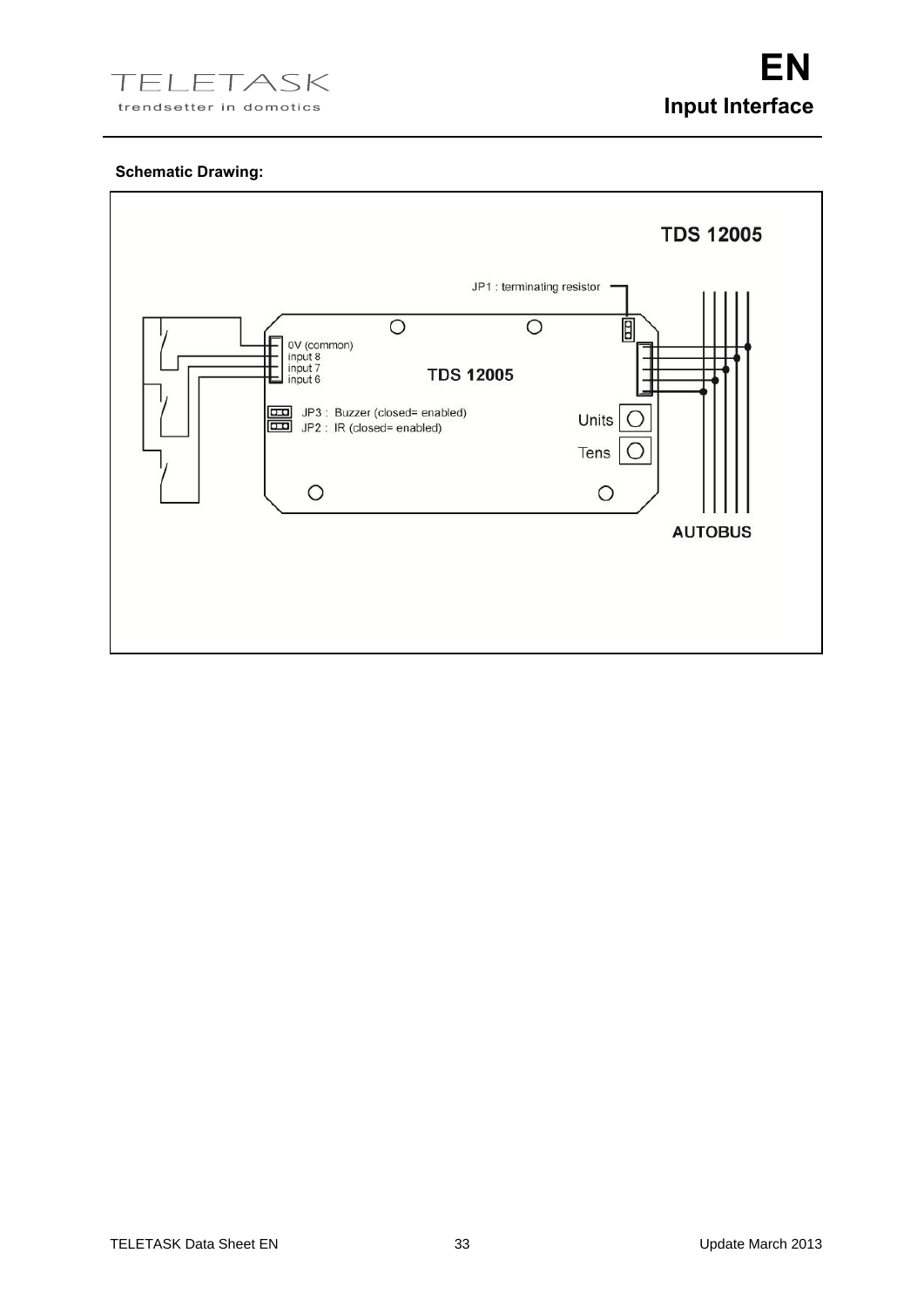**Schematic Drawing:**

TDS 12005

JP1 : terminating resistor

0V (common)
input 8
input 7
input 6

TDS 12005

JP3 : Buzzer (closed= enabled)
JP2 : IR (closed= enabled)

Units

Tens

AUTOBUS